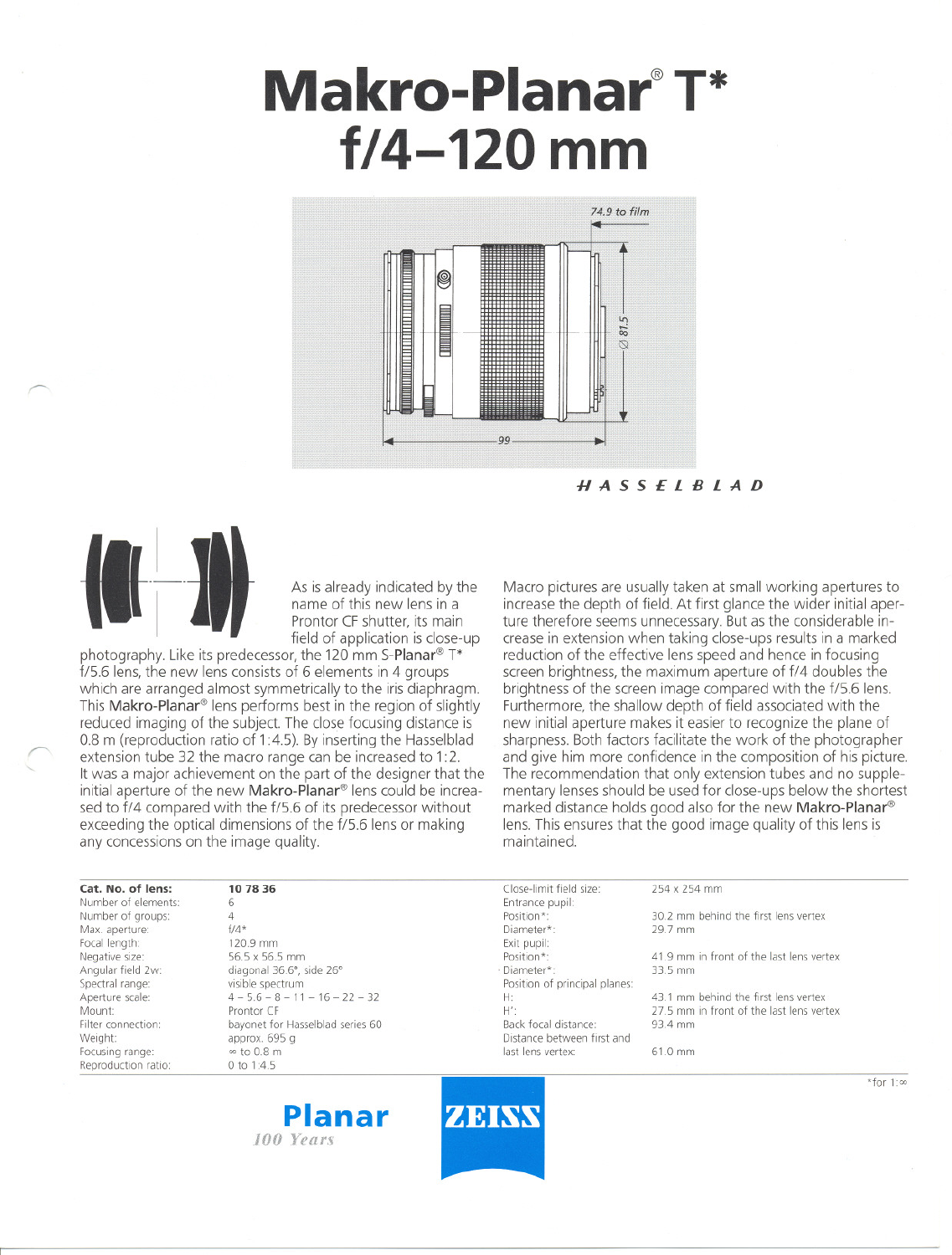# Makro-Planar® T* f/4–120 mm

*HASSELBLAD*

As is already indicated by the name of this new lens in a Prontor CF shutter, its main field of application is close-up photography. Like its predecessor, the 120 mm S-Planar® T* f/5.6 lens, the new lens consists of 6 elements in 4 groups which are arranged almost symmetrically to the iris diaphragm. This **Makro-Planar®** lens performs best in the region of slightly reduced imaging of the subject. The close focusing distance is 0.8 m (reproduction ratio of 1:4.5). By inserting the Hasselblad extension tube 32 the macro range can be increased to 1:2. It was a major achievement on the part of the designer that the initial aperture of the new **Makro-Planar®** lens could be increased to f/4 compared with the f/5.6 of its predecessor without exceeding the optical dimensions of the f/5.6 lens or making any concessions on the image quality.

Macro pictures are usually taken at small working apertures to increase the depth of field. At first glance the wider initial aperture therefore seems unnecessary. But as the considerable increase in extension when taking close-ups results in a marked reduction of the effective lens speed and hence in focusing screen brightness, the maximum aperture of f/4 doubles the brightness of the screen image compared with the f/5.6 lens. Furthermore, the shallow depth of field associated with the new initial aperture makes it easier to recognize the plane of sharpness. Both factors facilitate the work of the photographer and give him more confidence in the composition of his picture. The recommendation that only extension tubes and no supplementary lenses should be used for close-ups below the shortest marked distance holds good also for the new **Makro-Planar®** lens. This ensures that the good image quality of this lens is maintained.

| **Cat. No. of lens:** | **10 78 36** |
|---|---|
| Number of elements: | 6 |
| Number of groups: | 4 |
| Max. aperture: | f/4* |
| Focal length: | 120.9 mm |
| Negative size: | 56.5 x 56.5 mm |
| Angular field 2w: | diagonal 36.6°, side 26° |
| Spectral range: | visible spectrum |
| Aperture scale: | 4 – 5.6 – 8 – 11 – 16 – 22 – 32 |
| Mount: | Prontor CF |
| Filter connection: | bayonet for Hasselblad series 60 |
| Weight: | approx. 695 g |
| Focusing range: | ∞ to 0.8 m |
| Reproduction ratio: | 0 to 1:4.5 |
| Close-limit field size: | 254 x 254 mm |
| Entrance pupil: | |
| Position*: | 30.2 mm behind the first lens vertex |
| Diameter*: | 29.7 mm |
| Exit pupil: | |
| Position*: | 41.9 mm in front of the last lens vertex |
| Diameter*: | 33.5 mm |
| Position of principal planes: | |
| H: | 43.1 mm behind the first lens vertex |
| H': | 27.5 mm in front of the last lens vertex |
| Back focal distance: | 93.4 mm |
| Distance between first and last lens vertex: | 61.0 mm |

*for 1:∞

**Planar**
*100 Years*

ZEISS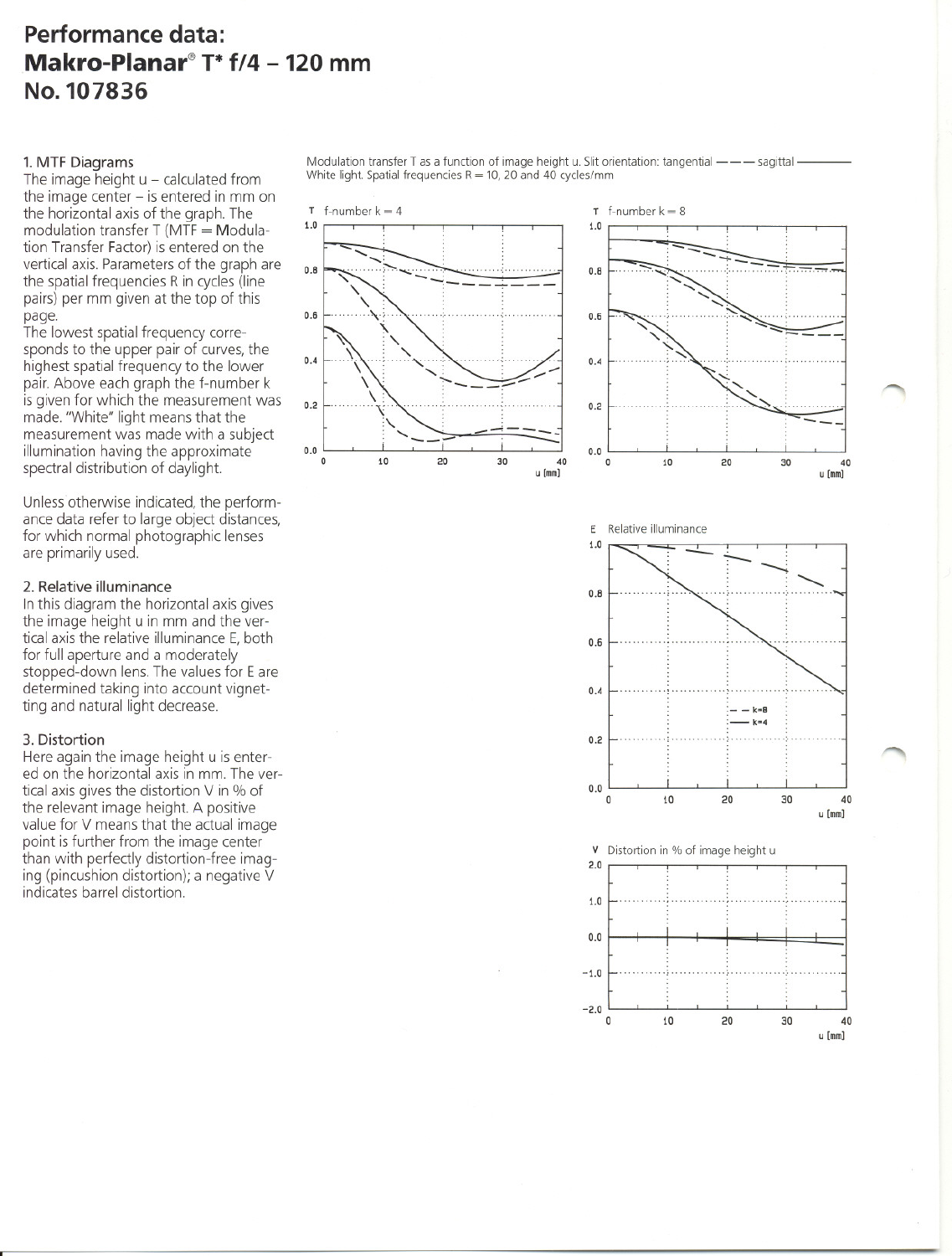# Performance data:
# Makro-Planar® T* f/4 – 120 mm
# No. 107836

## 1. MTF Diagrams

The image height u – calculated from the image center – is entered in mm on the horizontal axis of the graph. The modulation transfer T (MTF = Modulation Transfer Factor) is entered on the vertical axis. Parameters of the graph are the spatial frequencies R in cycles (line pairs) per mm given at the top of this page.

The lowest spatial frequency corresponds to the upper pair of curves, the highest spatial frequency to the lower pair. Above each graph the f-number k is given for which the measurement was made. "White" light means that the measurement was made with a subject illumination having the approximate spectral distribution of daylight.

Unless otherwise indicated, the performance data refer to large object distances, for which normal photographic lenses are primarily used.

## 2. Relative illuminance

In this diagram the horizontal axis gives the image height u in mm and the vertical axis the relative illuminance E, both for full aperture and a moderately stopped-down lens. The values for E are determined taking into account vignetting and natural light decrease.

## 3. Distortion

Here again the image height u is entered on the horizontal axis in mm. The vertical axis gives the distortion V in % of the relevant image height. A positive value for V means that the actual image point is further from the image center than with perfectly distortion-free imaging (pincushion distortion); a negative V indicates barrel distortion.

Modulation transfer T as a function of image height u. Slit orientation: tangential – – – – sagittal ————
White light. Spatial frequencies R = 10, 20 and 40 cycles/mm

T f-number k = 4

T f-number k = 8

E Relative illuminance

– – k=8
—— k=4

V Distortion in % of image height u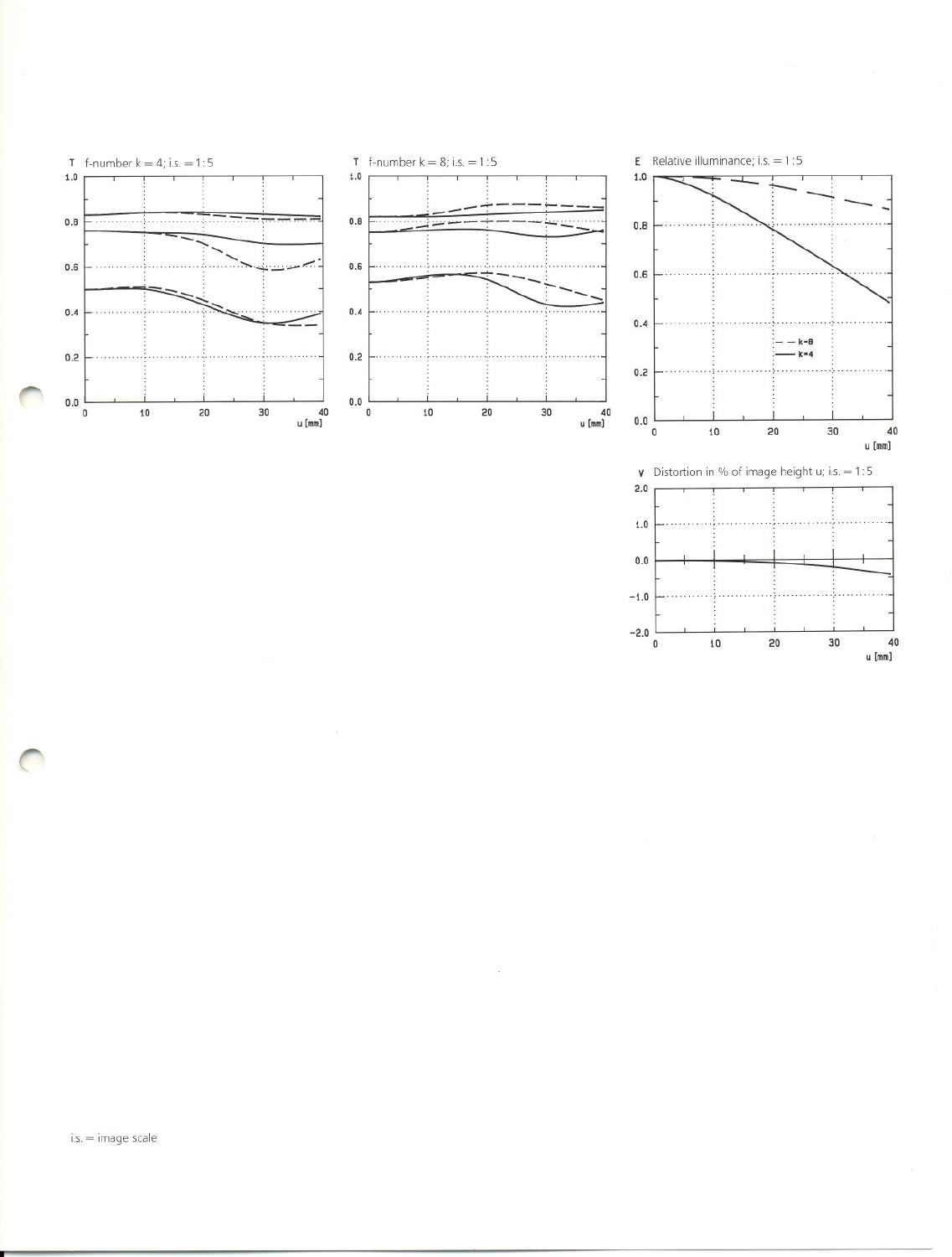T f-number k = 4; i.s. = 1:5

1.0
0.8
0.6
0.4
0.2
0.0
0
10
20
30
40
u [mm]

T f-number k = 8; i.s. = 1:5

1.0
0.8
0.6
0.4
0.2
0.0
0
10
20
30
40
u [mm]

E Relative illuminance; i.s. = 1:5

1.0
0.8
0.6
0.4
0.2
0.0
0
10
20
30
40
u [mm]

k=8
k=4

V Distortion in % of image height u; i.s. = 1:5

2.0
1.0
0.0
−1.0
−2.0
0
10
20
30
40
u [mm]

i.s. = image scale